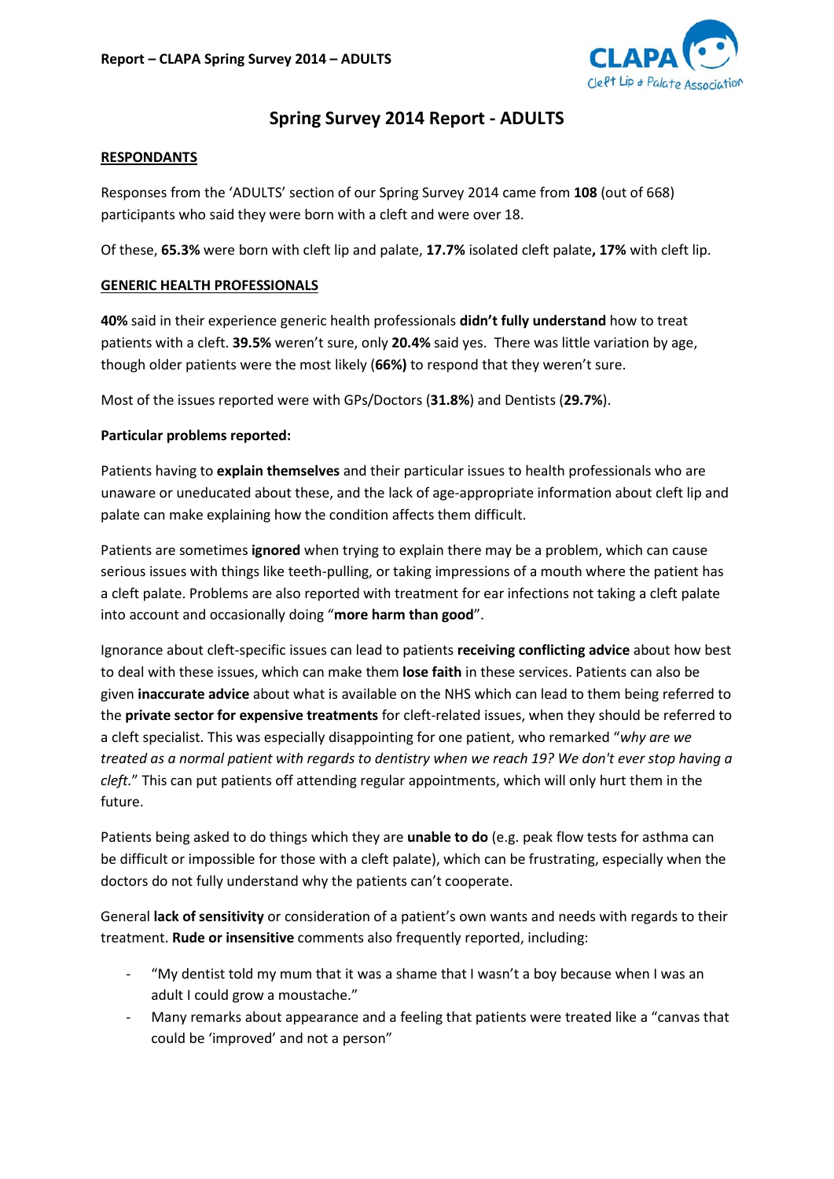# Spring Survey 2014 Report - ADULTS

## RESPONDANTS

Responses from the 'ADULTS' section of our Spring Survey 2014 came from **108** (out of 668) participants who said they were born with a cleft and were over 18.

Of these, **65.3%** were born with cleft lip and palate, **17.7%** isolated cleft palate**, 17%** with cleft lip.

## GENERIC HEALTH PROFESSIONALS

**40%** said in their experience generic health professionals **didn't fully understand** how to treat patients with a cleft. **39.5%** weren't sure, only **20.4%** said yes. There was little variation by age, though older patients were the most likely (**66%)** to respond that they weren't sure.

Most of the issues reported were with GPs/Doctors (**31.8%**) and Dentists (**29.7%**).

**Particular problems reported:**

Patients having to **explain themselves** and their particular issues to health professionals who are unaware or uneducated about these, and the lack of age-appropriate information about cleft lip and palate can make explaining how the condition affects them difficult.

Patients are sometimes **ignored** when trying to explain there may be a problem, which can cause serious issues with things like teeth-pulling, or taking impressions of a mouth where the patient has a cleft palate. Problems are also reported with treatment for ear infections not taking a cleft palate into account and occasionally doing "**more harm than good**".

Ignorance about cleft-specific issues can lead to patients **receiving conflicting advice** about how best to deal with these issues, which can make them **lose faith** in these services. Patients can also be given **inaccurate advice** about what is available on the NHS which can lead to them being referred to the **private sector for expensive treatments** for cleft-related issues, when they should be referred to a cleft specialist. This was especially disappointing for one patient, who remarked "*why are we treated as a normal patient with regards to dentistry when we reach 19? We don't ever stop having a cleft.*" This can put patients off attending regular appointments, which will only hurt them in the future.

Patients being asked to do things which they are **unable to do** (e.g. peak flow tests for asthma can be difficult or impossible for those with a cleft palate), which can be frustrating, especially when the doctors do not fully understand why the patients can't cooperate.

General **lack of sensitivity** or consideration of a patient's own wants and needs with regards to their treatment. **Rude or insensitive** comments also frequently reported, including:

- "My dentist told my mum that it was a shame that I wasn't a boy because when I was an adult I could grow a moustache."
- Many remarks about appearance and a feeling that patients were treated like a "canvas that could be 'improved' and not a person"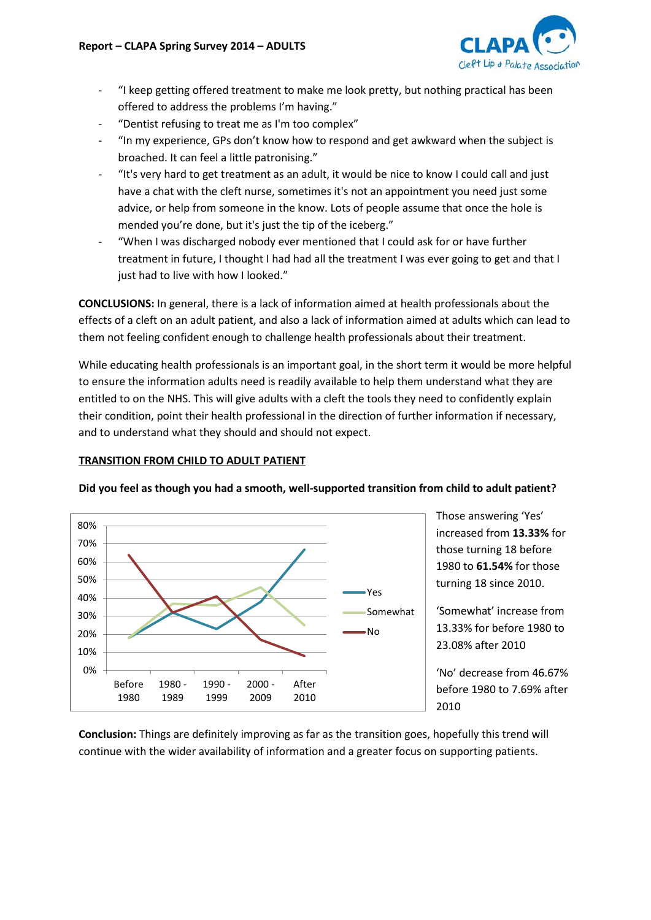- "I keep getting offered treatment to make me look pretty, but nothing practical has been offered to address the problems I'm having."
- "Dentist refusing to treat me as I'm too complex"
- "In my experience, GPs don't know how to respond and get awkward when the subject is broached. It can feel a little patronising."
- "It's very hard to get treatment as an adult, it would be nice to know I could call and just have a chat with the cleft nurse, sometimes it's not an appointment you need just some advice, or help from someone in the know. Lots of people assume that once the hole is mended you're done, but it's just the tip of the iceberg."
- "When I was discharged nobody ever mentioned that I could ask for or have further treatment in future, I thought I had had all the treatment I was ever going to get and that I just had to live with how I looked."

**CONCLUSIONS:** In general, there is a lack of information aimed at health professionals about the effects of a cleft on an adult patient, and also a lack of information aimed at adults which can lead to them not feeling confident enough to challenge health professionals about their treatment.

While educating health professionals is an important goal, in the short term it would be more helpful to ensure the information adults need is readily available to help them understand what they are entitled to on the NHS. This will give adults with a cleft the tools they need to confidently explain their condition, point their health professional in the direction of further information if necessary, and to understand what they should and should not expect.

## TRANSITION FROM CHILD TO ADULT PATIENT

**Did you feel as though you had a smooth, well-supported transition from child to adult patient?**

Those answering 'Yes' increased from **13.33%** for those turning 18 before 1980 to **61.54%** for those turning 18 since 2010.

'Somewhat' increase from 13.33% for before 1980 to 23.08% after 2010

'No' decrease from 46.67% before 1980 to 7.69% after 2010

**Conclusion:** Things are definitely improving as far as the transition goes, hopefully this trend will continue with the wider availability of information and a greater focus on supporting patients.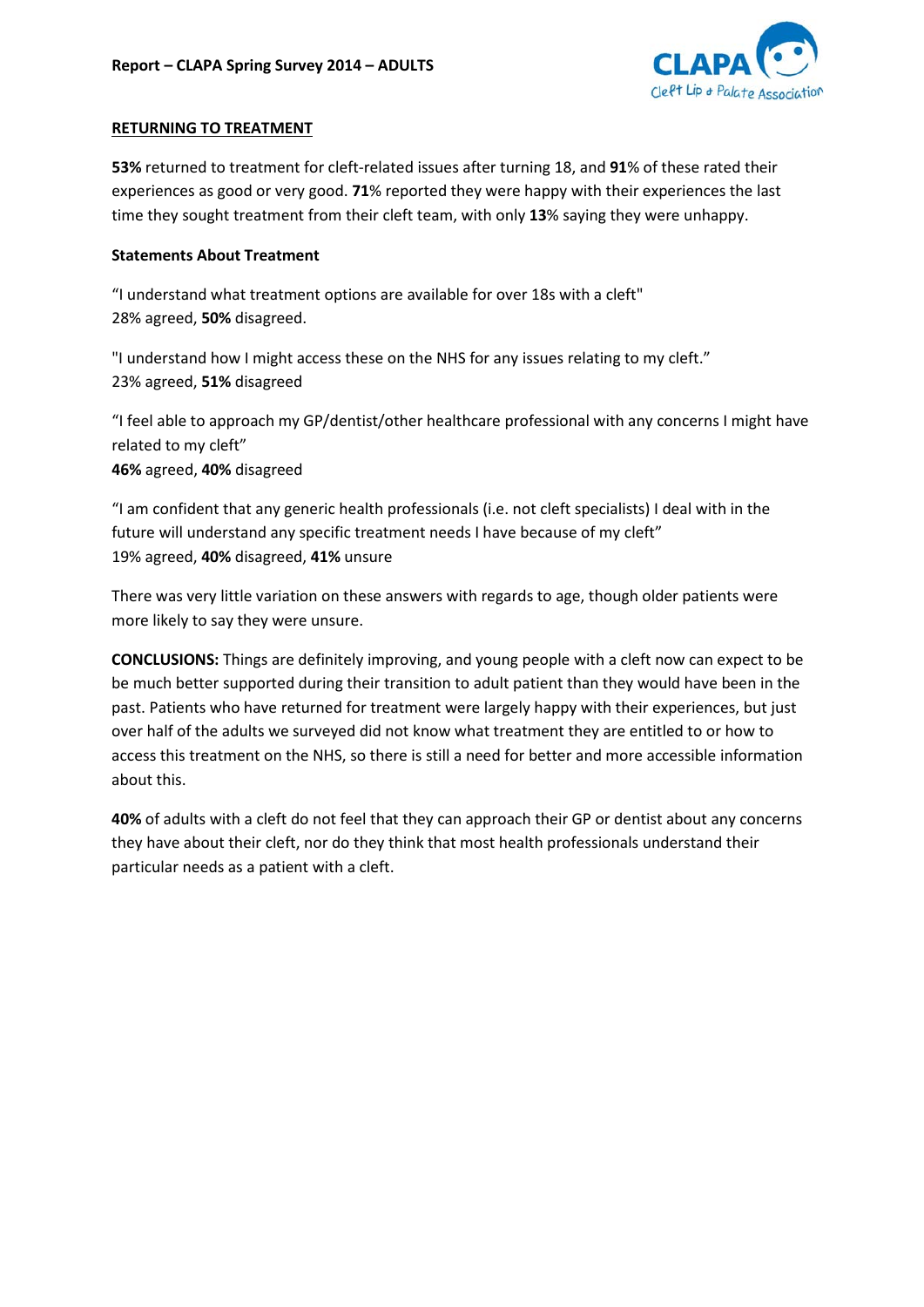## RETURNING TO TREATMENT

**53%** returned to treatment for cleft-related issues after turning 18, and **91**% of these rated their experiences as good or very good. **71**% reported they were happy with their experiences the last time they sought treatment from their cleft team, with only **13**% saying they were unhappy.

### Statements About Treatment

"I understand what treatment options are available for over 18s with a cleft"
28% agreed, **50%** disagreed.

"I understand how I might access these on the NHS for any issues relating to my cleft."
23% agreed, **51%** disagreed

"I feel able to approach my GP/dentist/other healthcare professional with any concerns I might have related to my cleft"
**46%** agreed, **40%** disagreed

"I am confident that any generic health professionals (i.e. not cleft specialists) I deal with in the future will understand any specific treatment needs I have because of my cleft"
19% agreed, **40%** disagreed, **41%** unsure

There was very little variation on these answers with regards to age, though older patients were more likely to say they were unsure.

**CONCLUSIONS:** Things are definitely improving, and young people with a cleft now can expect to be be much better supported during their transition to adult patient than they would have been in the past. Patients who have returned for treatment were largely happy with their experiences, but just over half of the adults we surveyed did not know what treatment they are entitled to or how to access this treatment on the NHS, so there is still a need for better and more accessible information about this.

**40%** of adults with a cleft do not feel that they can approach their GP or dentist about any concerns they have about their cleft, nor do they think that most health professionals understand their particular needs as a patient with a cleft.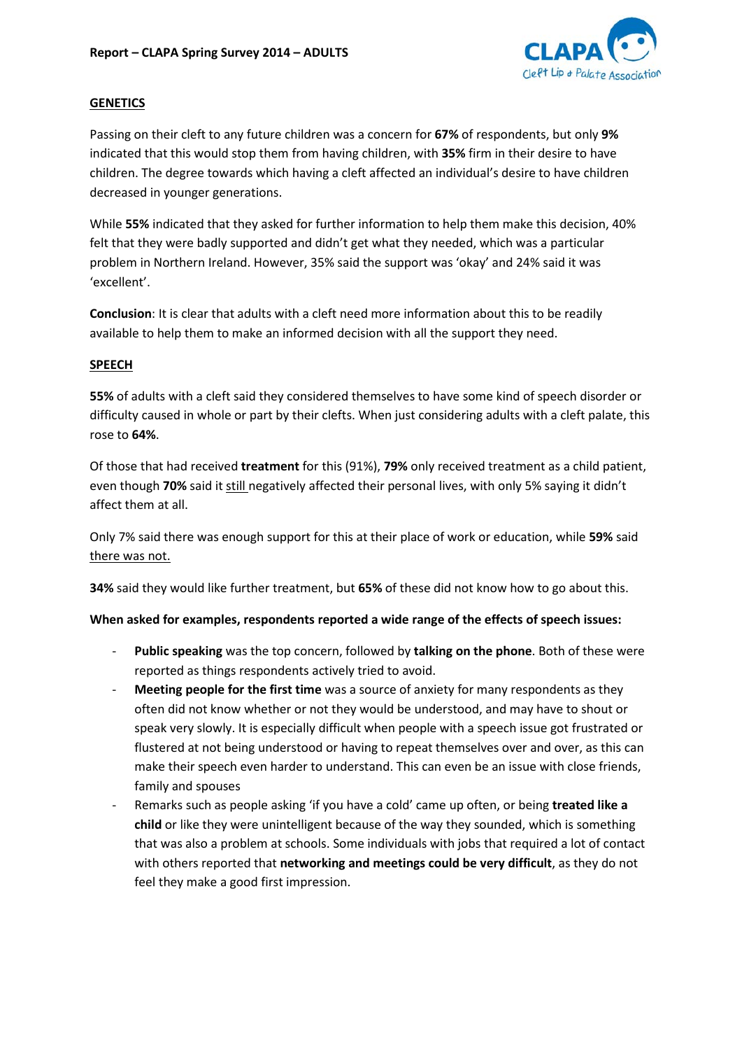## GENETICS

Passing on their cleft to any future children was a concern for **67%** of respondents, but only **9%** indicated that this would stop them from having children, with **35%** firm in their desire to have children. The degree towards which having a cleft affected an individual's desire to have children decreased in younger generations.

While **55%** indicated that they asked for further information to help them make this decision, 40% felt that they were badly supported and didn't get what they needed, which was a particular problem in Northern Ireland. However, 35% said the support was 'okay' and 24% said it was 'excellent'.

**Conclusion**: It is clear that adults with a cleft need more information about this to be readily available to help them to make an informed decision with all the support they need.

## SPEECH

**55%** of adults with a cleft said they considered themselves to have some kind of speech disorder or difficulty caused in whole or part by their clefts. When just considering adults with a cleft palate, this rose to **64%**.

Of those that had received **treatment** for this (91%), **79%** only received treatment as a child patient, even though **70%** said it still negatively affected their personal lives, with only 5% saying it didn't affect them at all.

Only 7% said there was enough support for this at their place of work or education, while **59%** said there was not.

**34%** said they would like further treatment, but **65%** of these did not know how to go about this.

**When asked for examples, respondents reported a wide range of the effects of speech issues:**

- **Public speaking** was the top concern, followed by **talking on the phone**. Both of these were reported as things respondents actively tried to avoid.
- **Meeting people for the first time** was a source of anxiety for many respondents as they often did not know whether or not they would be understood, and may have to shout or speak very slowly. It is especially difficult when people with a speech issue got frustrated or flustered at not being understood or having to repeat themselves over and over, as this can make their speech even harder to understand. This can even be an issue with close friends, family and spouses
- Remarks such as people asking 'if you have a cold' came up often, or being **treated like a child** or like they were unintelligent because of the way they sounded, which is something that was also a problem at schools. Some individuals with jobs that required a lot of contact with others reported that **networking and meetings could be very difficult**, as they do not feel they make a good first impression.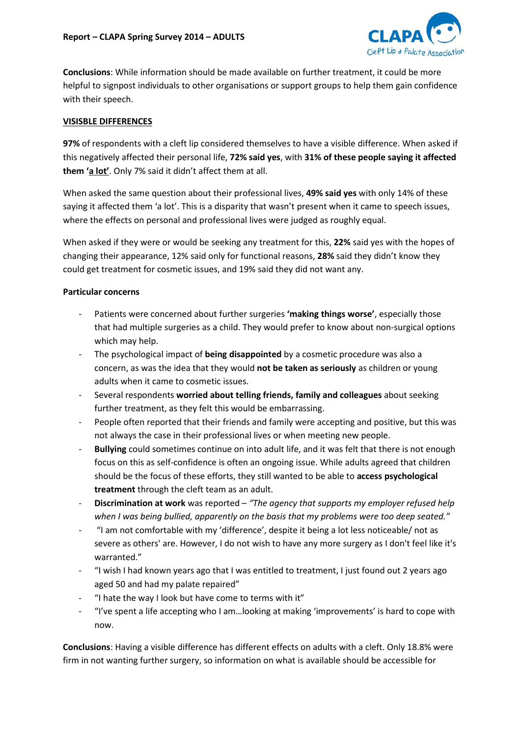**Conclusions**: While information should be made available on further treatment, it could be more helpful to signpost individuals to other organisations or support groups to help them gain confidence with their speech.

## <u>VISISBLE DIFFERENCES</u>

**97%** of respondents with a cleft lip considered themselves to have a visible difference. When asked if this negatively affected their personal life, **72% said yes**, with **31% of these people saying it affected them '<u>a lot</u>'**. Only 7% said it didn't affect them at all.

When asked the same question about their professional lives, **49% said yes** with only 14% of these saying it affected them 'a lot'. This is a disparity that wasn't present when it came to speech issues, where the effects on personal and professional lives were judged as roughly equal.

When asked if they were or would be seeking any treatment for this, **22%** said yes with the hopes of changing their appearance, 12% said only for functional reasons, **28%** said they didn't know they could get treatment for cosmetic issues, and 19% said they did not want any.

### Particular concerns

- Patients were concerned about further surgeries **'making things worse'**, especially those that had multiple surgeries as a child. They would prefer to know about non-surgical options which may help.
- The psychological impact of **being disappointed** by a cosmetic procedure was also a concern, as was the idea that they would **not be taken as seriously** as children or young adults when it came to cosmetic issues.
- Several respondents **worried about telling friends, family and colleagues** about seeking further treatment, as they felt this would be embarrassing.
- People often reported that their friends and family were accepting and positive, but this was not always the case in their professional lives or when meeting new people.
- **Bullying** could sometimes continue on into adult life, and it was felt that there is not enough focus on this as self-confidence is often an ongoing issue. While adults agreed that children should be the focus of these efforts, they still wanted to be able to **access psychological treatment** through the cleft team as an adult.
- **Discrimination at work** was reported – *"The agency that supports my employer refused help when I was being bullied, apparently on the basis that my problems were too deep seated."*
- "I am not comfortable with my 'difference', despite it being a lot less noticeable/ not as severe as others' are. However, I do not wish to have any more surgery as I don't feel like it's warranted."
- "I wish I had known years ago that I was entitled to treatment, I just found out 2 years ago aged 50 and had my palate repaired"
- "I hate the way I look but have come to terms with it"
- "I've spent a life accepting who I am…looking at making 'improvements' is hard to cope with now.

**Conclusions**: Having a visible difference has different effects on adults with a cleft. Only 18.8% were firm in not wanting further surgery, so information on what is available should be accessible for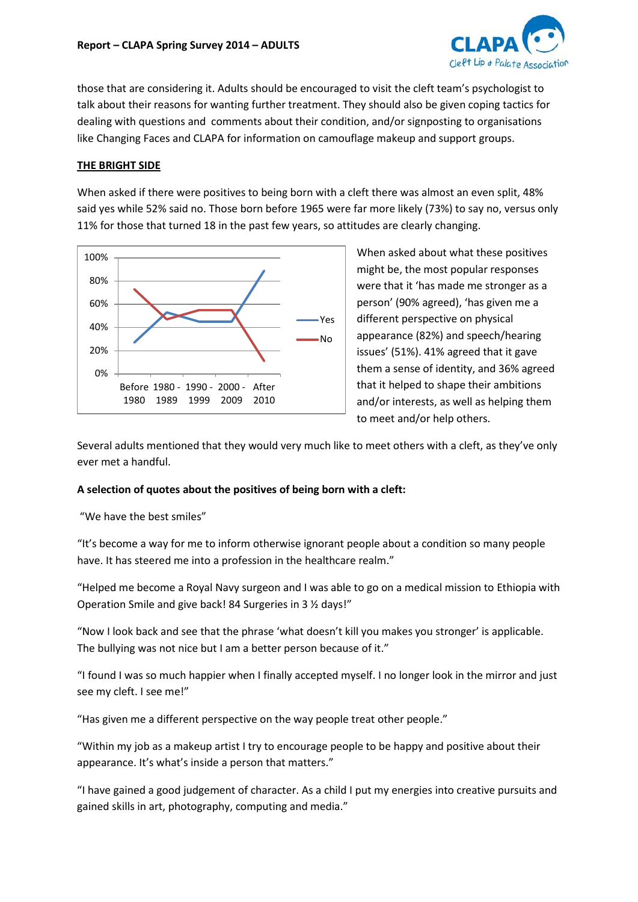those that are considering it. Adults should be encouraged to visit the cleft team's psychologist to talk about their reasons for wanting further treatment. They should also be given coping tactics for dealing with questions and comments about their condition, and/or signposting to organisations like Changing Faces and CLAPA for information on camouflage makeup and support groups.

## THE BRIGHT SIDE

When asked if there were positives to being born with a cleft there was almost an even split, 48% said yes while 52% said no. Those born before 1965 were far more likely (73%) to say no, versus only 11% for those that turned 18 in the past few years, so attitudes are clearly changing.

100%
80%
60%
40%
20%
0%
Before 1980
1980 - 1989
1990 - 1999
2000 - 2009
After 2010
Yes
No

When asked about what these positives might be, the most popular responses were that it 'has made me stronger as a person' (90% agreed), 'has given me a different perspective on physical appearance (82%) and speech/hearing issues' (51%). 41% agreed that it gave them a sense of identity, and 36% agreed that it helped to shape their ambitions and/or interests, as well as helping them to meet and/or help others.

Several adults mentioned that they would very much like to meet others with a cleft, as they've only ever met a handful.

**A selection of quotes about the positives of being born with a cleft:**

"We have the best smiles"

"It's become a way for me to inform otherwise ignorant people about a condition so many people have. It has steered me into a profession in the healthcare realm."

"Helped me become a Royal Navy surgeon and I was able to go on a medical mission to Ethiopia with Operation Smile and give back! 84 Surgeries in 3 ½ days!"

"Now I look back and see that the phrase 'what doesn't kill you makes you stronger' is applicable. The bullying was not nice but I am a better person because of it."

"I found I was so much happier when I finally accepted myself. I no longer look in the mirror and just see my cleft. I see me!"

"Has given me a different perspective on the way people treat other people."

"Within my job as a makeup artist I try to encourage people to be happy and positive about their appearance. It's what's inside a person that matters."

"I have gained a good judgement of character. As a child I put my energies into creative pursuits and gained skills in art, photography, computing and media."